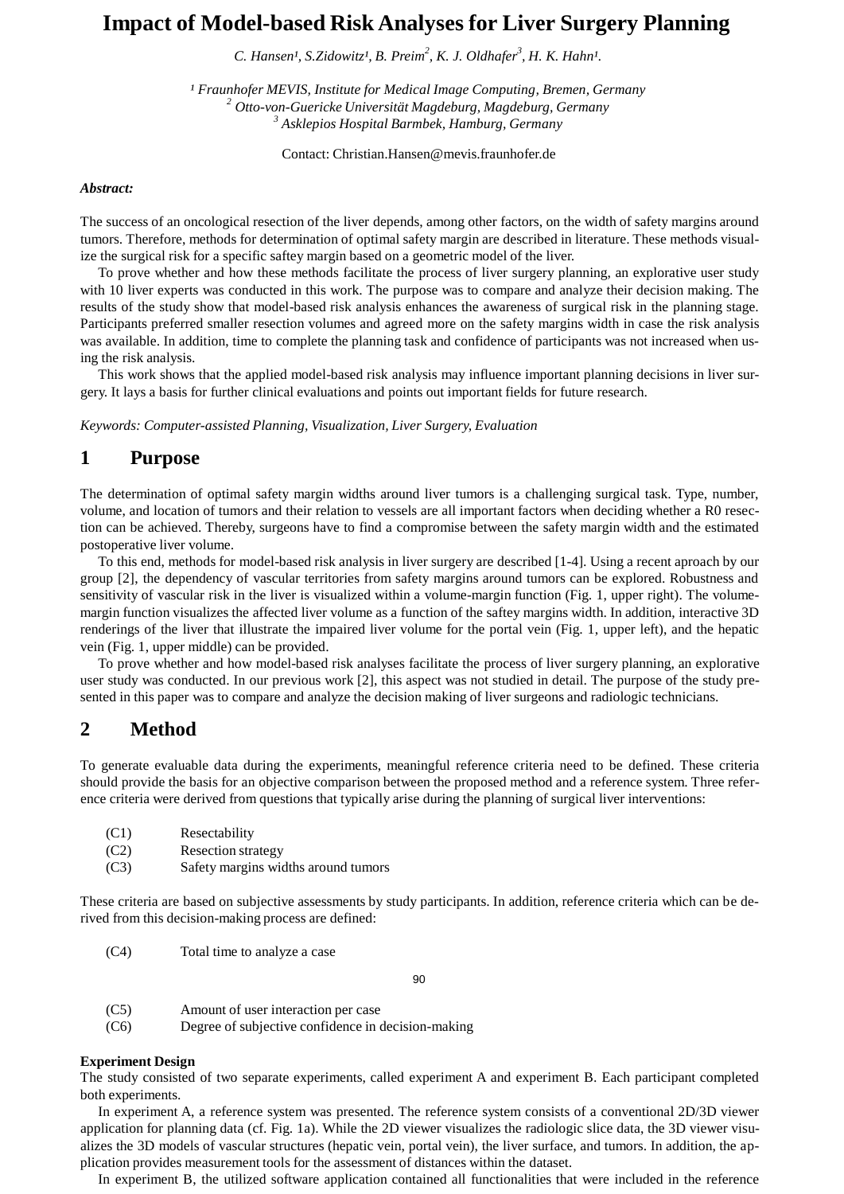# Impact of Model-based Risk Analyses for Liver Surgery Planning

*C. Hansen[1], S.Zidowitz[1], B. Preim[2], K. J. Oldhafer[3], H. K. Hahn[1].*

[1] *Fraunhofer MEVIS, Institute for Medical Image Computing, Bremen, Germany*
[2] *Otto-von-Guericke Universität Magdeburg, Magdeburg, Germany*
[3] *Asklepios Hospital Barmbek, Hamburg, Germany*

Contact: Christian.Hansen@mevis.fraunhofer.de

***Abstract:***

The success of an oncological resection of the liver depends, among other factors, on the width of safety margins around tumors. Therefore, methods for determination of optimal safety margin are described in literature. These methods visualize the surgical risk for a specific saftey margin based on a geometric model of the liver.

To prove whether and how these methods facilitate the process of liver surgery planning, an explorative user study with 10 liver experts was conducted in this work. The purpose was to compare and analyze their decision making. The results of the study show that model-based risk analysis enhances the awareness of surgical risk in the planning stage. Participants preferred smaller resection volumes and agreed more on the safety margins width in case the risk analysis was available. In addition, time to complete the planning task and confidence of participants was not increased when using the risk analysis.

This work shows that the applied model-based risk analysis may influence important planning decisions in liver surgery. It lays a basis for further clinical evaluations and points out important fields for future research.

*Keywords: Computer-assisted Planning, Visualization, Liver Surgery, Evaluation*

## 1 Purpose

The determination of optimal safety margin widths around liver tumors is a challenging surgical task. Type, number, volume, and location of tumors and their relation to vessels are all important factors when deciding whether a R0 resection can be achieved. Thereby, surgeons have to find a compromise between the safety margin width and the estimated postoperative liver volume.

To this end, methods for model-based risk analysis in liver surgery are described [1-4]. Using a recent aproach by our group [2], the dependency of vascular territories from safety margins around tumors can be explored. Robustness and sensitivity of vascular risk in the liver is visualized within a volume-margin function (Fig. 1, upper right). The volume-margin function visualizes the affected liver volume as a function of the saftey margins width. In addition, interactive 3D renderings of the liver that illustrate the impaired liver volume for the portal vein (Fig. 1, upper left), and the hepatic vein (Fig. 1, upper middle) can be provided.

To prove whether and how model-based risk analyses facilitate the process of liver surgery planning, an explorative user study was conducted. In our previous work [2], this aspect was not studied in detail. The purpose of the study presented in this paper was to compare and analyze the decision making of liver surgeons and radiologic technicians.

## 2 Method

To generate evaluable data during the experiments, meaningful reference criteria need to be defined. These criteria should provide the basis for an objective comparison between the proposed method and a reference system. Three reference criteria were derived from questions that typically arise during the planning of surgical liver interventions:

- (C1) Resectability
- (C2) Resection strategy
- (C3) Safety margins widths around tumors

These criteria are based on subjective assessments by study participants. In addition, reference criteria which can be derived from this decision-making process are defined:

- (C4) Total time to analyze a case
- (C5) Amount of user interaction per case
- (C6) Degree of subjective confidence in decision-making

**Experiment Design**

The study consisted of two separate experiments, called experiment A and experiment B. Each participant completed both experiments.

In experiment A, a reference system was presented. The reference system consists of a conventional 2D/3D viewer application for planning data (cf. Fig. 1a). While the 2D viewer visualizes the radiologic slice data, the 3D viewer visualizes the 3D models of vascular structures (hepatic vein, portal vein), the liver surface, and tumors. In addition, the application provides measurement tools for the assessment of distances within the dataset.

In experiment B, the utilized software application contained all functionalities that were included in the reference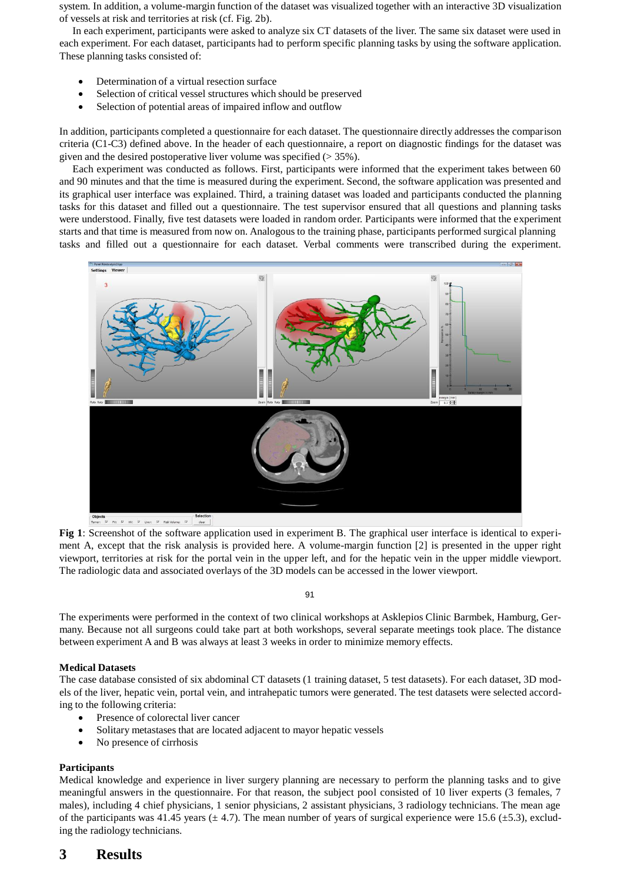system. In addition, a volume-margin function of the dataset was visualized together with an interactive 3D visualization of vessels at risk and territories at risk (cf. Fig. 2b).

In each experiment, participants were asked to analyze six CT datasets of the liver. The same six dataset were used in each experiment. For each dataset, participants had to perform specific planning tasks by using the software application. These planning tasks consisted of:

- Determination of a virtual resection surface
- Selection of critical vessel structures which should be preserved
- Selection of potential areas of impaired inflow and outflow

In addition, participants completed a questionnaire for each dataset. The questionnaire directly addresses the comparison criteria (C1-C3) defined above. In the header of each questionnaire, a report on diagnostic findings for the dataset was given and the desired postoperative liver volume was specified (> 35%).

Each experiment was conducted as follows. First, participants were informed that the experiment takes between 60 and 90 minutes and that the time is measured during the experiment. Second, the software application was presented and its graphical user interface was explained. Third, a training dataset was loaded and participants conducted the planning tasks for this dataset and filled out a questionnaire. The test supervisor ensured that all questions and planning tasks were understood. Finally, five test datasets were loaded in random order. Participants were informed that the experiment starts and that time is measured from now on. Analogous to the training phase, participants performed surgical planning tasks and filled out a questionnaire for each dataset. Verbal comments were transcribed during the experiment.

**Fig 1**: Screenshot of the software application used in experiment B. The graphical user interface is identical to experiment A, except that the risk analysis is provided here. A volume-margin function [2] is presented in the upper right viewport, territories at risk for the portal vein in the upper left, and for the hepatic vein in the upper middle viewport. The radiologic data and associated overlays of the 3D models can be accessed in the lower viewport.

The experiments were performed in the context of two clinical workshops at Asklepios Clinic Barmbek, Hamburg, Germany. Because not all surgeons could take part at both workshops, several separate meetings took place. The distance between experiment A and B was always at least 3 weeks in order to minimize memory effects.

#### Medical Datasets

The case database consisted of six abdominal CT datasets (1 training dataset, 5 test datasets). For each dataset, 3D models of the liver, hepatic vein, portal vein, and intrahepatic tumors were generated. The test datasets were selected according to the following criteria:

- Presence of colorectal liver cancer
- Solitary metastases that are located adjacent to mayor hepatic vessels
- No presence of cirrhosis

#### Participants

Medical knowledge and experience in liver surgery planning are necessary to perform the planning tasks and to give meaningful answers in the questionnaire. For that reason, the subject pool consisted of 10 liver experts (3 females, 7 males), including 4 chief physicians, 1 senior physicians, 2 assistant physicians, 3 radiology technicians. The mean age of the participants was 41.45 years (± 4.7). The mean number of years of surgical experience were 15.6 (±5.3), excluding the radiology technicians.

## 3 Results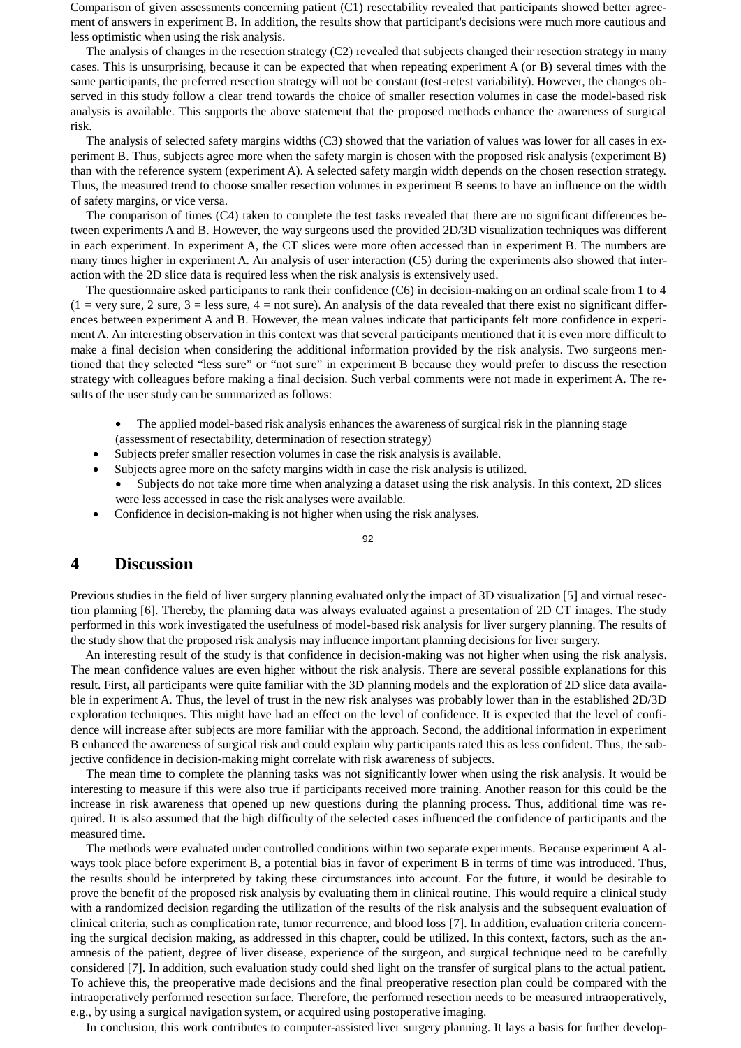Comparison of given assessments concerning patient (C1) resectability revealed that participants showed better agreement of answers in experiment B. In addition, the results show that participant's decisions were much more cautious and less optimistic when using the risk analysis.

The analysis of changes in the resection strategy (C2) revealed that subjects changed their resection strategy in many cases. This is unsurprising, because it can be expected that when repeating experiment A (or B) several times with the same participants, the preferred resection strategy will not be constant (test-retest variability). However, the changes observed in this study follow a clear trend towards the choice of smaller resection volumes in case the model-based risk analysis is available. This supports the above statement that the proposed methods enhance the awareness of surgical risk.

The analysis of selected safety margins widths (C3) showed that the variation of values was lower for all cases in experiment B. Thus, subjects agree more when the safety margin is chosen with the proposed risk analysis (experiment B) than with the reference system (experiment A). A selected safety margin width depends on the chosen resection strategy. Thus, the measured trend to choose smaller resection volumes in experiment B seems to have an influence on the width of safety margins, or vice versa.

The comparison of times (C4) taken to complete the test tasks revealed that there are no significant differences between experiments A and B. However, the way surgeons used the provided 2D/3D visualization techniques was different in each experiment. In experiment A, the CT slices were more often accessed than in experiment B. The numbers are many times higher in experiment A. An analysis of user interaction (C5) during the experiments also showed that interaction with the 2D slice data is required less when the risk analysis is extensively used.

The questionnaire asked participants to rank their confidence (C6) in decision-making on an ordinal scale from 1 to 4 (1 = very sure, 2 sure, 3 = less sure, 4 = not sure). An analysis of the data revealed that there exist no significant differences between experiment A and B. However, the mean values indicate that participants felt more confidence in experiment A. An interesting observation in this context was that several participants mentioned that it is even more difficult to make a final decision when considering the additional information provided by the risk analysis. Two surgeons mentioned that they selected "less sure" or "not sure" in experiment B because they would prefer to discuss the resection strategy with colleagues before making a final decision. Such verbal comments were not made in experiment A. The results of the user study can be summarized as follows:

- The applied model-based risk analysis enhances the awareness of surgical risk in the planning stage (assessment of resectability, determination of resection strategy)
- Subjects prefer smaller resection volumes in case the risk analysis is available.
- Subjects agree more on the safety margins width in case the risk analysis is utilized.
- Subjects do not take more time when analyzing a dataset using the risk analysis. In this context, 2D slices were less accessed in case the risk analyses were available.
- Confidence in decision-making is not higher when using the risk analyses.

# 4 Discussion

Previous studies in the field of liver surgery planning evaluated only the impact of 3D visualization [5] and virtual resection planning [6]. Thereby, the planning data was always evaluated against a presentation of 2D CT images. The study performed in this work investigated the usefulness of model-based risk analysis for liver surgery planning. The results of the study show that the proposed risk analysis may influence important planning decisions for liver surgery.

An interesting result of the study is that confidence in decision-making was not higher when using the risk analysis. The mean confidence values are even higher without the risk analysis. There are several possible explanations for this result. First, all participants were quite familiar with the 3D planning models and the exploration of 2D slice data available in experiment A. Thus, the level of trust in the new risk analyses was probably lower than in the established 2D/3D exploration techniques. This might have had an effect on the level of confidence. It is expected that the level of confidence will increase after subjects are more familiar with the approach. Second, the additional information in experiment B enhanced the awareness of surgical risk and could explain why participants rated this as less confident. Thus, the subjective confidence in decision-making might correlate with risk awareness of subjects.

The mean time to complete the planning tasks was not significantly lower when using the risk analysis. It would be interesting to measure if this were also true if participants received more training. Another reason for this could be the increase in risk awareness that opened up new questions during the planning process. Thus, additional time was required. It is also assumed that the high difficulty of the selected cases influenced the confidence of participants and the measured time.

The methods were evaluated under controlled conditions within two separate experiments. Because experiment A always took place before experiment B, a potential bias in favor of experiment B in terms of time was introduced. Thus, the results should be interpreted by taking these circumstances into account. For the future, it would be desirable to prove the benefit of the proposed risk analysis by evaluating them in clinical routine. This would require a clinical study with a randomized decision regarding the utilization of the results of the risk analysis and the subsequent evaluation of clinical criteria, such as complication rate, tumor recurrence, and blood loss [7]. In addition, evaluation criteria concerning the surgical decision making, as addressed in this chapter, could be utilized. In this context, factors, such as the anamnesis of the patient, degree of liver disease, experience of the surgeon, and surgical technique need to be carefully considered [7]. In addition, such evaluation study could shed light on the transfer of surgical plans to the actual patient. To achieve this, the preoperative made decisions and the final preoperative resection plan could be compared with the intraoperatively performed resection surface. Therefore, the performed resection needs to be measured intraoperatively, e.g., by using a surgical navigation system, or acquired using postoperative imaging.

In conclusion, this work contributes to computer-assisted liver surgery planning. It lays a basis for further develop-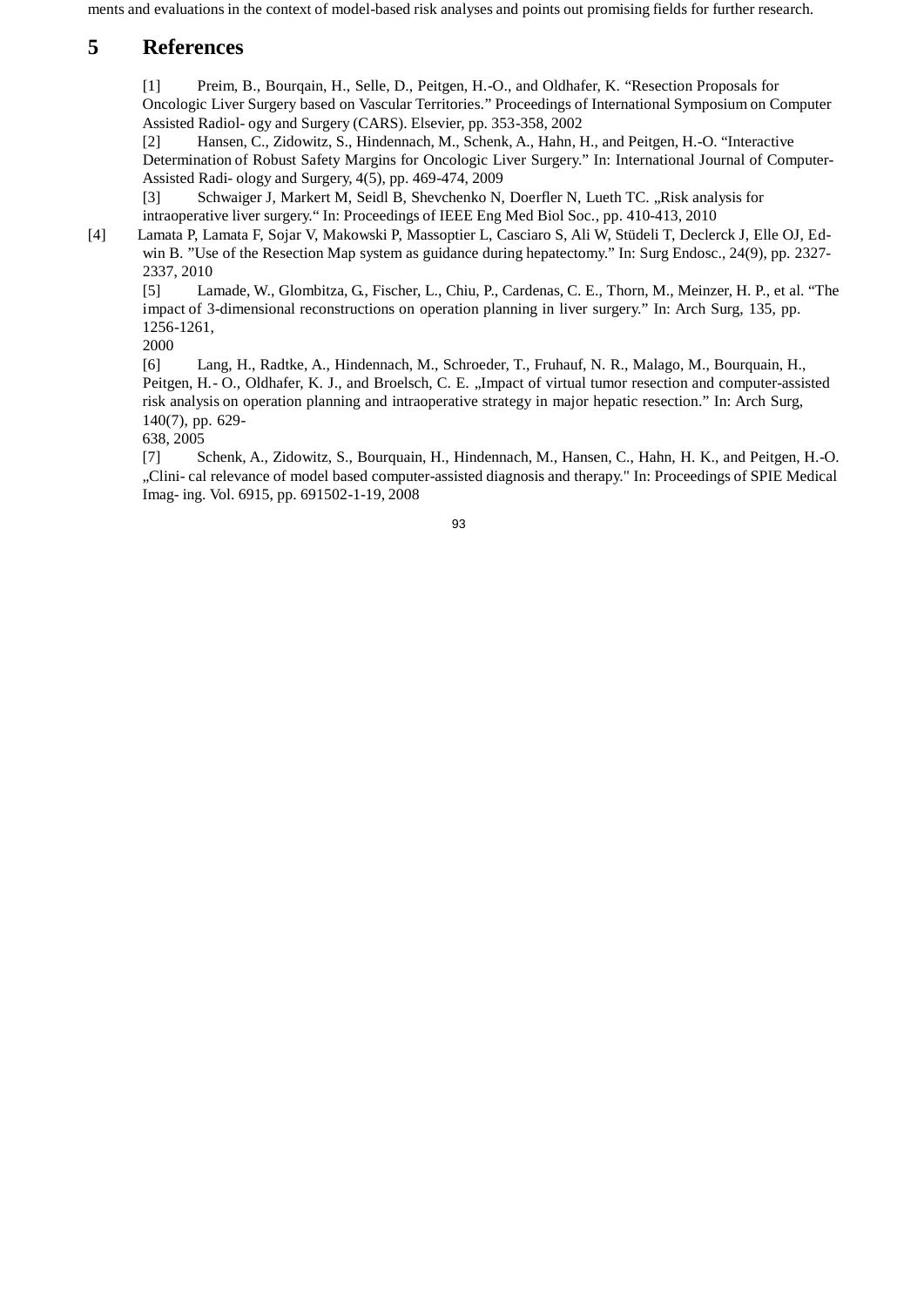ments and evaluations in the context of model-based risk analyses and points out promising fields for further research.

# 5 References

[1] Preim, B., Bourqain, H., Selle, D., Peitgen, H.-O., and Oldhafer, K. "Resection Proposals for Oncologic Liver Surgery based on Vascular Territories." Proceedings of International Symposium on Computer Assisted Radiol- ogy and Surgery (CARS). Elsevier, pp. 353-358, 2002

[2] Hansen, C., Zidowitz, S., Hindennach, M., Schenk, A., Hahn, H., and Peitgen, H.-O. "Interactive Determination of Robust Safety Margins for Oncologic Liver Surgery." In: International Journal of Computer-Assisted Radi- ology and Surgery, 4(5), pp. 469-474, 2009

[3] Schwaiger J, Markert M, Seidl B, Shevchenko N, Doerfler N, Lueth TC. „Risk analysis for intraoperative liver surgery." In: Proceedings of IEEE Eng Med Biol Soc., pp. 410-413, 2010

[4] Lamata P, Lamata F, Sojar V, Makowski P, Massoptier L, Casciaro S, Ali W, Stüdeli T, Declerck J, Elle OJ, Ed- win B. "Use of the Resection Map system as guidance during hepatectomy." In: Surg Endosc., 24(9), pp. 2327-2337, 2010

[5] Lamade, W., Glombitza, G., Fischer, L., Chiu, P., Cardenas, C. E., Thorn, M., Meinzer, H. P., et al. "The impact of 3-dimensional reconstructions on operation planning in liver surgery." In: Arch Surg, 135, pp. 1256-1261, 2000

[6] Lang, H., Radtke, A., Hindennach, M., Schroeder, T., Fruhauf, N. R., Malago, M., Bourquain, H., Peitgen, H.- O., Oldhafer, K. J., and Broelsch, C. E. „Impact of virtual tumor resection and computer-assisted risk analysis on operation planning and intraoperative strategy in major hepatic resection." In: Arch Surg, 140(7), pp. 629-638, 2005

[7] Schenk, A., Zidowitz, S., Bourquain, H., Hindennach, M., Hansen, C., Hahn, H. K., and Peitgen, H.-O. „Clini- cal relevance of model based computer-assisted diagnosis and therapy." In: Proceedings of SPIE Medical Imag- ing. Vol. 6915, pp. 691502-1-19, 2008